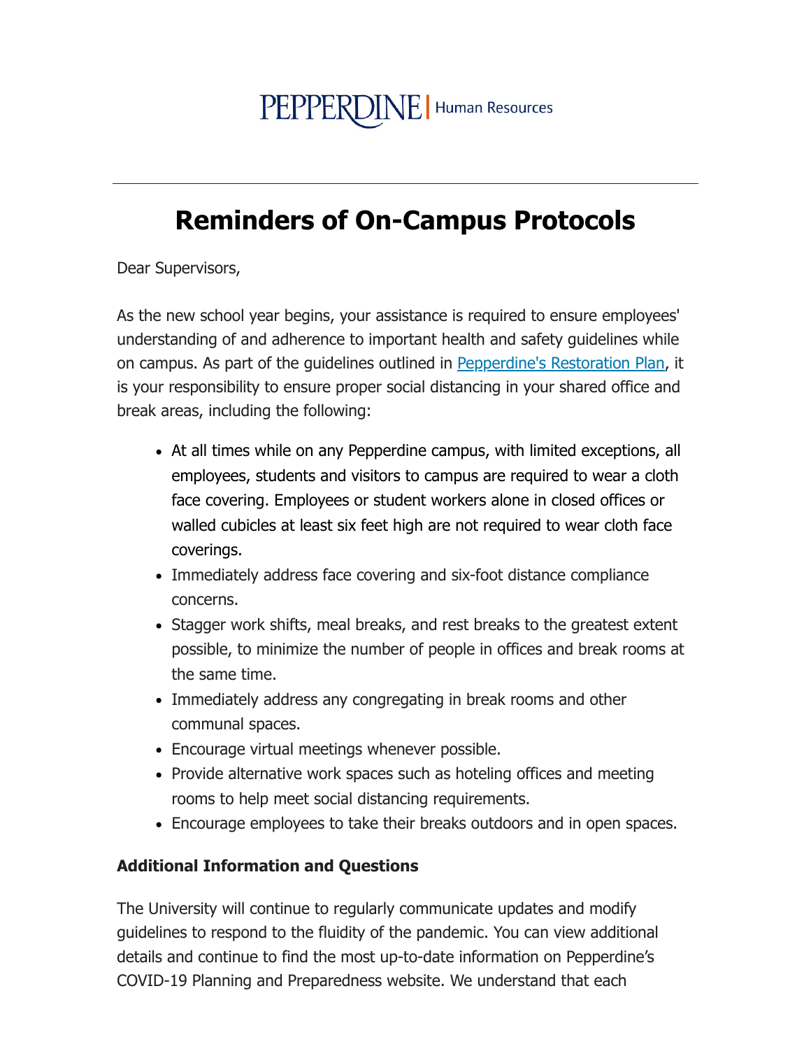PEPPERDINE | Human Resources

---

# Reminders of On-Campus Protocols

Dear Supervisors,

As the new school year begins, your assistance is required to ensure employees' understanding of and adherence to important health and safety guidelines while on campus. As part of the guidelines outlined in [Pepperdine's Restoration Plan](), it is your responsibility to ensure proper social distancing in your shared office and break areas, including the following:

- At all times while on any Pepperdine campus, with limited exceptions, all employees, students and visitors to campus are required to wear a cloth face covering. Employees or student workers alone in closed offices or walled cubicles at least six feet high are not required to wear cloth face coverings.
- Immediately address face covering and six-foot distance compliance concerns.
- Stagger work shifts, meal breaks, and rest breaks to the greatest extent possible, to minimize the number of people in offices and break rooms at the same time.
- Immediately address any congregating in break rooms and other communal spaces.
- Encourage virtual meetings whenever possible.
- Provide alternative work spaces such as hoteling offices and meeting rooms to help meet social distancing requirements.
- Encourage employees to take their breaks outdoors and in open spaces.

**Additional Information and Questions**

The University will continue to regularly communicate updates and modify guidelines to respond to the fluidity of the pandemic. You can view additional details and continue to find the most up-to-date information on Pepperdine's COVID-19 Planning and Preparedness website. We understand that each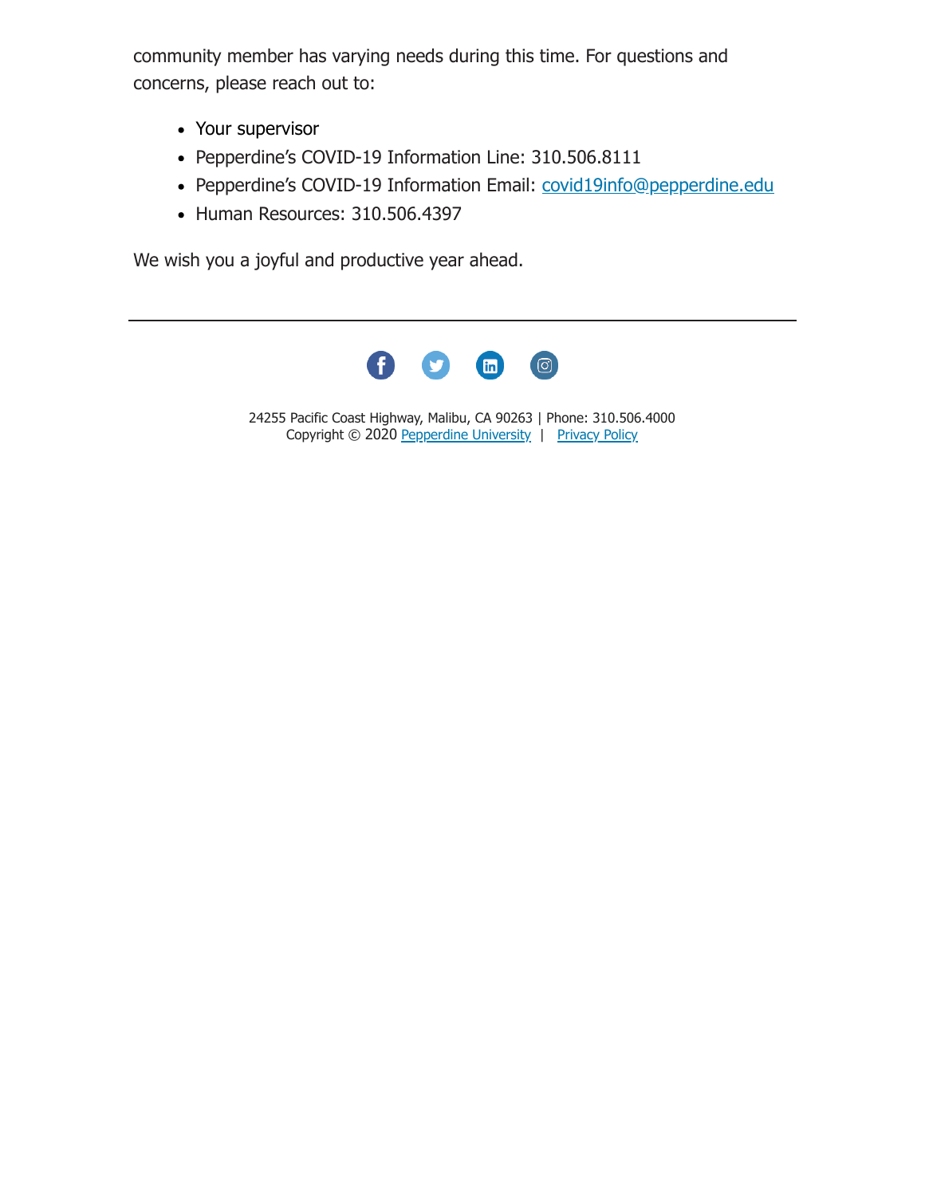community member has varying needs during this time. For questions and concerns, please reach out to:

- Your supervisor
- Pepperdine's COVID-19 Information Line: 310.506.8111
- Pepperdine's COVID-19 Information Email: covid19info@pepperdine.edu
- Human Resources: 310.506.4397

We wish you a joyful and productive year ahead.

---

24255 Pacific Coast Highway, Malibu, CA 90263 | Phone: 310.506.4000
Copyright © 2020 Pepperdine University | Privacy Policy